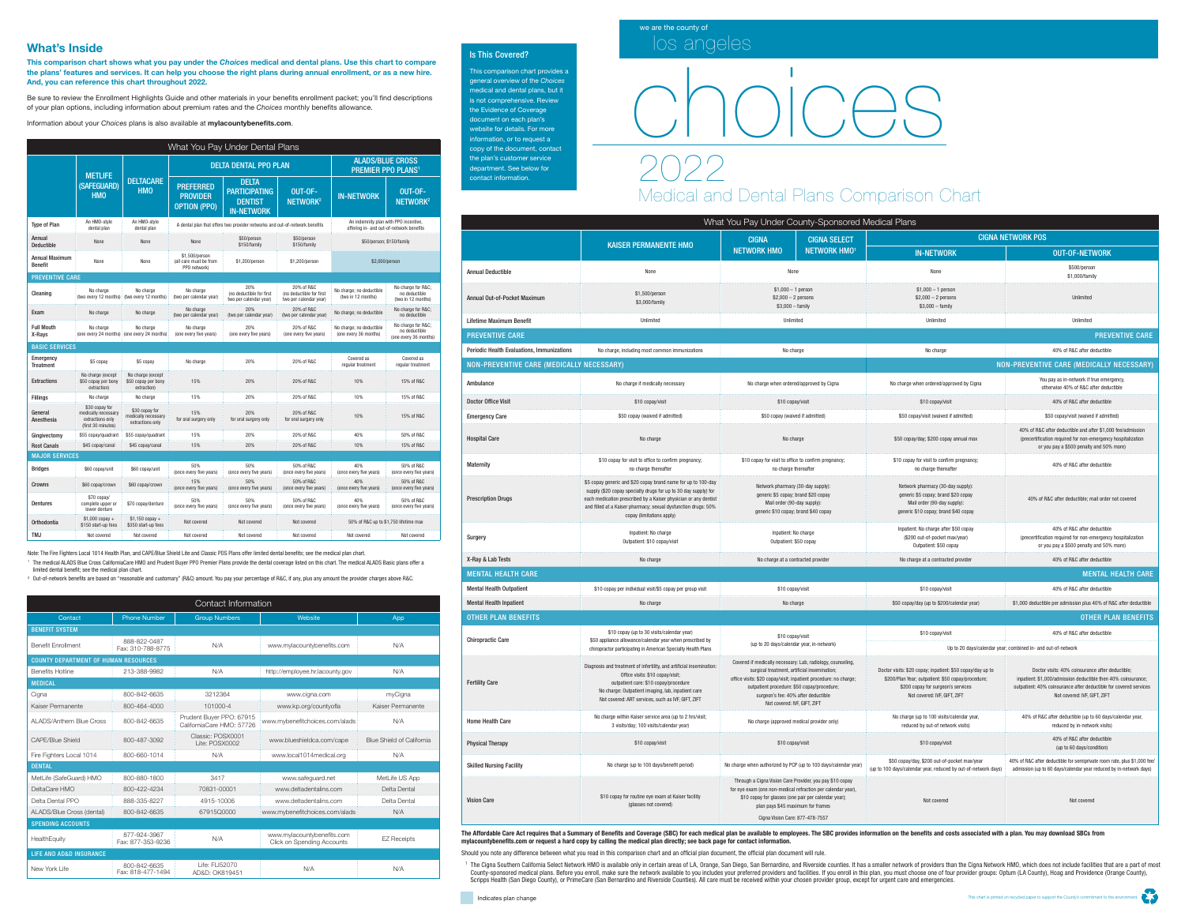we are the county of

los angeles

# choices

# 2022

## Medical and Dental Plans Comparison Chart

## What's Inside

**This comparison chart shows what you pay under the *Choices* medical and dental plans. Use this chart to compare the plans' features and services. It can help you choose the right plans during annual enrollment, or as a new hire. And, you can reference this chart throughout 2022.**

Be sure to review the Enrollment Highlights Guide and other materials in your benefits enrollment packet; you'll find descriptions of your plan options, including information about premium rates and the *Choices* monthly benefits allowance.

Information about your *Choices* plans is also available at **mylacountybenefits.com**.

### Is This Covered?

This comparison chart provides a general overview of the *Choices* medical and dental plans, but it is not comprehensive. Review the Evidence of Coverage document on each plan's website for details. For more information, or to request a copy of the document, contact the plan's customer service department. See below for contact information.

### What You Pay Under Dental Plans

| | METLIFE (SAFEGUARD) HMO | DELTACARE HMO | DELTA DENTAL PPO PLAN | | | ALADS/BLUE CROSS PREMIER PPO PLANS[1] | |
|---|---|---|---|---|---|---|---|
| | | | PREFERRED PROVIDER OPTION (PPO) | DELTA PARTICIPATING DENTIST IN-NETWORK | OUT-OF-NETWORK[2] | IN-NETWORK | OUT-OF-NETWORK[2] |
| **Type of Plan** | An HMO-style dental plan | An HMO-style dental plan | A dental plan that offers two provider networks and out-of-network benefits | | | An indemnity plan with PPO incentive, offering in- and out-of-network benefits | |
| **Annual Deductible** | None | None | None | $50/person $150/family | $50/person $150/family | $50/person; $150/family | |
| **Annual Maximum Benefit** | None | None | $1,500/person (all care must be from PPO network) | $1,200/person | $1,200/person | $2,000/person | |
| **PREVENTIVE CARE** | | | | | | | |
| **Cleaning** | No charge (two every 12 months) | No charge (two every 12 months) | No charge (two per calendar year) | 20% (no deductible for first two per calendar year) | 20% of R&C (no deductible for first two per calendar year) | No charge; no deductible (two in 12 months) | No charge for R&C; no deductible (two in 12 months) |
| **Exam** | No charge | No charge | No charge (two per calendar year) | 20% (two per calendar year) | 20% of R&C (two per calendar year) | No charge; no deductible | No charge for R&C; no deductible |
| **Full Mouth X-Rays** | No charge (one every 24 months) | No charge (one every 24 months) | No charge (one every five years) | 20% (one every five years) | 20% of R&C (one every five years) | No charge; no deductible (one every 36 months) | No charge for R&C; no deductible (one every 36 months) |
| **BASIC SERVICES** | | | | | | | |
| **Emergency Treatment** | $5 copay | $5 copay | No charge | 20% | 20% of R&C | Covered as regular treatment | Covered as regular treatment |
| **Extractions** | No charge (except $50 copay per bony extraction) | No charge (except $50 copay per bony extraction) | 15% | 20% | 20% of R&C | 10% | 15% of R&C |
| **Fillings** | No charge | No charge | 15% | 20% | 20% of R&C | 10% | 15% of R&C |
| **General Anesthesia** | $30 copay for medically necessary extractions only (first 30 minutes) | $30 copay for medically necessary extractions only | 15% for oral surgery only | 20% for oral surgery only | 20% of R&C for oral surgery only | 10% | 15% of R&C |
| **Gingivectomy** | $55 copay/quadrant | $55 copay/quadrant | 15% | 20% | 20% of R&C | 40% | 50% of R&C |
| **Root Canals** | $45 copay/canal | $45 copay/canal | 15% | 20% | 20% of R&C | 10% | 15% of R&C |
| **MAJOR SERVICES** | | | | | | | |
| **Bridges** | $60 copay/unit | $60 copay/unit | 50% (once every five years) | 50% (once every five years) | 50% of R&C (once every five years) | 40% (once every five years) | 50% of R&C (once every five years) |
| **Crowns** | $60 copay/crown | $60 copay/crown | 15% (once every five years) | 50% (once every five years) | 50% of R&C (once every five years) | 40% (once every five years) | 50% of R&C (once every five years) |
| **Dentures** | $70 copay/ complete upper or lower denture | $70 copay/denture | 50% (once every five years) | 50% (once every five years) | 50% of R&C (once every five years) | 40% (once every five years) | 50% of R&C (once every five years) |
| **Orthodontia** | $1,000 copay + $150 start-up fees | $1,150 copay + $350 start-up fees | Not covered | Not covered | Not covered | 50% of R&C up to $1,750 lifetime max | |
| **TMJ** | Not covered | Not covered | Not covered | Not covered | Not covered | Not covered | Not covered |

Note: The Fire Fighters Local 1014 Health Plan, and CAPE/Blue Shield Lite and Classic POS Plans offer limited dental benefits; see the medical plan chart.

[1] The medical ALADS Blue Cross CaliforniaCare HMO and Prudent Buyer PPO Premier Plans provide the dental coverage listed on this chart. The medical ALADS Basic plans offer a limited dental benefit; see the medical plan chart.

[2] Out-of-network benefits are based on "reasonable and customary" (R&C) amount. You pay your percentage of R&C, if any, plus any amount the provider charges above R&C.

### Contact Information

| Contact | Phone Number | Group Numbers | Website | App |
|---|---|---|---|---|
| **BENEFIT SYSTEM** | | | | |
| Benefit Enrollment | 888-822-0487 Fax: 310-788-8775 | N/A | www.mylacountybenefits.com | N/A |
| **COUNTY DEPARTMENT OF HUMAN RESOURCES** | | | | |
| Benefits Hotline | 213-388-9982 | N/A | http://employee.hr.lacounty.gov | N/A |
| **MEDICAL** | | | | |
| Cigna | 800-842-6635 | 3212364 | www.cigna.com | myCigna |
| Kaiser Permanente | 800-464-4000 | 101000-4 | www.kp.org/countyofla | Kaiser Permanente |
| ALADS/Anthem Blue Cross | 800-842-6635 | Prudent Buyer PPO: 67915 CaliforniaCare HMO: 57726 | www.mybenefitchoices.com/alads | N/A |
| CAPE/Blue Shield | 800-487-3092 | Classic: POSX0001 Lite: POSX0002 | www.blueshieldca.com/cape | Blue Shield of California |
| Fire Fighters Local 1014 | 800-660-1014 | N/A | www.local1014medical.org | N/A |
| **DENTAL** | | | | |
| MetLife (SafeGuard) HMO | 800-880-1800 | 3417 | www.safeguard.net | MetLife US App |
| DeltaCare HMO | 800-422-4234 | 70831-00001 | www.deltadentalins.com | Delta Dental |
| Delta Dental PPO | 888-335-8227 | 4915-10006 | www.deltadentalins.com | Delta Dental |
| ALADS/Blue Cross (dental) | 800-842-6635 | 67915Q0000 | www.mybenefitchoices.com/alads | N/A |
| **SPENDING ACCOUNTS** | | | | |
| HealthEquity | 877-924-3967 Fax: 877-353-9236 | N/A | www.mylacountybenefits.com Click on Spending Accounts | EZ Receipts |
| **LIFE AND AD&D INSURANCE** | | | | |
| New York Life | 800-842-6635 Fax: 818-477-1494 | Life: FLI52070 AD&D: OK819451 | N/A | N/A |

### What You Pay Under County-Sponsored Medical Plans

| | KAISER PERMANENTE HMO | CIGNA NETWORK HMO | CIGNA SELECT NETWORK HMO[1] | CIGNA NETWORK POS | |
|---|---|---|---|---|---|
| | | | | IN-NETWORK | OUT-OF-NETWORK |
| **Annual Deductible** | None | None | | None | $500/person $1,000/family |
| **Annual Out-of-Pocket Maximum** | $1,500/person $3,000/family | $1,000 – 1 person $2,000 – 2 persons $3,000 – family | | $1,000 – 1 person $2,000 – 2 persons $3,000 – family | Unlimited |
| **Lifetime Maximum Benefit** | Unlimited | Unlimited | | Unlimited | Unlimited |
| **PREVENTIVE CARE** | | | | | |
| **Periodic Health Evaluations, Immunizations** | No charge, including most common immunizations | No charge | | No charge | 40% of R&C after deductible |
| **NON-PREVENTIVE CARE (MEDICALLY NECESSARY)** | | | | | |
| **Ambulance** | No charge if medically necessary | No charge when ordered/approved by Cigna | | No charge when ordered/approved by Cigna | You pay as in-network if true emergency, otherwise 40% of R&C after deductible |
| **Doctor Office Visit** | $10 copay/visit | $10 copay/visit | | $10 copay/visit | 40% of R&C after deductible |
| **Emergency Care** | $50 copay (waived if admitted) | $50 copay (waived if admitted) | | $50 copay/visit (waived if admitted) | $50 copay/visit (waived if admitted) |
| **Hospital Care** | No charge | No charge | | $50 copay/day; $200 copay annual max | 40% of R&C after deductible and after $1,000 fee/admission (precertification required for non-emergency hospitalization or you pay a $500 penalty and 50% more) |
| **Maternity** | $10 copay for visit to office to confirm pregnancy; no charge thereafter | $10 copay for visit to office to confirm pregnancy; no charge thereafter | | $10 copay for visit to office to confirm pregnancy; no charge thereafter | 40% of R&C after deductible |
| **Prescription Drugs** | $5 copay generic and $20 copay brand name for up to 100-day supply ($20 copay specialty drugs for up to 30 day supply) for each medication prescribed by a Kaiser physician or any dentist and filled at a Kaiser pharmacy; sexual dysfunction drugs: 50% copay (limitations apply) | Network pharmacy (30-day supply): generic $5 copay; brand $20 copay Mail order (90-day supply): generic $10 copay; brand $40 copay | | Network pharmacy (30-day supply): generic $5 copay; brand $20 copay Mail order (90-day supply): generic $10 copay; brand $40 copay | 40% of R&C after deductible; mail order not covered |
| **Surgery** | Inpatient: No charge Outpatient: $10 copay/visit | Inpatient: No charge Outpatient: $50 copay | | Inpatient: No charge after $50 copay ($200 out-of-pocket max/year) Outpatient: $50 copay | 40% of R&C after deductible (precertification required for non-emergency hospitalization or you pay a $500 penalty and 50% more) |
| **X-Ray & Lab Tests** | No charge | No charge at a contracted provider | | No charge at a contracted provider | 40% of R&C after deductible |
| **MENTAL HEALTH CARE** | | | | | |
| **Mental Health Outpatient** | $10 copay per individual visit/$5 copay per group visit | $10 copay/visit | | $10 copay/visit | 40% of R&C after deductible |
| **Mental Health Inpatient** | No charge | No charge | | $50 copay/day (up to $200/calendar year) | $1,000 deductible per admission plus 40% of R&C after deductible |
| **OTHER PLAN BENEFITS** | | | | | |
| **Chiropractic Care** | $10 copay (up to 30 visits/calendar year) $50 appliance allowance/calendar year when prescribed by chiropractor participating in American Specialty Health Plans | $10 copay/visit (up to 20 days/calendar year; in-network) | | $10 copay/visit; Up to 20 days/calendar year; combined in- and out-of-network | 40% of R&C after deductible; Up to 20 days/calendar year; combined in- and out-of-network |
| **Fertility Care** | Diagnosis and treatment of infertility, and artificial insemination: Office visits: $10 copay/visit; outpatient care: $10 copay/procedure No charge: Outpatient imaging, lab, inpatient care Not covered: ART services, such as IVF, GIFT, ZIFT | Covered if medically necessary: Lab, radiology, counseling, surgical treatment, artificial insemination; office visits: $20 copay/visit; inpatient procedure: no charge; outpatient procedure: $50 copay/procedure; surgeon's fee: 40% after deductible Not covered: IVF, GIFT, ZIFT | | Doctor visits: $20 copay; inpatient: $50 copay/day up to $200/Plan Year; outpatient: $50 copay/procedure; $200 copay for surgeon's services Not covered: IVF, GIFT, ZIFT | Doctor visits: 40% coinsurance after deductible; inpatient: $1,000/admission deductible then 40% coinsurance; outpatient: 40% coinsurance after deductible for covered services Not covered: IVF, GIFT, ZIFT |
| **Home Health Care** | No charge within Kaiser service area (up to 2 hrs/visit; 3 visits/day; 100 visits/calendar year) | No charge (approved medical provider only) | | No charge (up to 100 visits/calendar year, reduced by out-of-network visits) | 40% of R&C after deductible (up to 60 days/calendar year, reduced by in-network visits) |
| **Physical Therapy** | $10 copay/visit | $10 copay/visit | | $10 copay/visit | 40% of R&C after deductible (up to 60 days/condition) |
| **Skilled Nursing Facility** | No charge (up to 100 days/benefit period) | No charge when authorized by PCP (up to 100 days/calendar year) | | $50 copay/day, $200 out-of-pocket max/year (up to 100 days/calendar year, reduced by out-of-network days) | 40% of R&C after deductible for semiprivate room rate, plus $1,000 fee/admission (up to 60 days/calendar year reduced by in-network days) |
| **Vision Care** | $10 copay for routine eye exam at Kaiser facility (glasses not covered) | Through a Cigna Vision Care Provider, you pay $10 copay for eye exam (one non-medical refraction per calendar year), $10 copay for glasses (one pair per calendar year); plan pays $45 maximum for frames Cigna Vision Care: 877-478-7557 | | Not covered | Not covered |

**The Affordable Care Act requires that a Summary of Benefits and Coverage (SBC) for each medical plan be available to employees. The SBC provides information on the benefits and costs associated with a plan. You may download SBCs from mylacountybenefits.com or request a hard copy by calling the medical plan directly; see back page for contact information.**

Should you note any difference between what you read in this comparison chart and an official plan document, the official plan document will rule.

[1] The Cigna Southern California Select Network HMO is available only in certain areas of LA, Orange, San Diego, San Bernardino, and Riverside counties. It has a smaller network of providers than the Cigna Network HMO, which does not include facilities that are a part of most County-sponsored medical plans. Before you enroll, make sure the network available to you includes your preferred providers and facilities. If you enroll in this plan, you must choose one of four provider groups: Optum (LA County), Hoag and Providence (Orange County), Scripps Health (San Diego County), or PrimeCare (San Bernardino and Riverside Counties). All care must be received within your chosen provider group, except for urgent care and emergencies.

Indicates plan change

This chart is printed on recycled paper to support the County's commitment to the environment.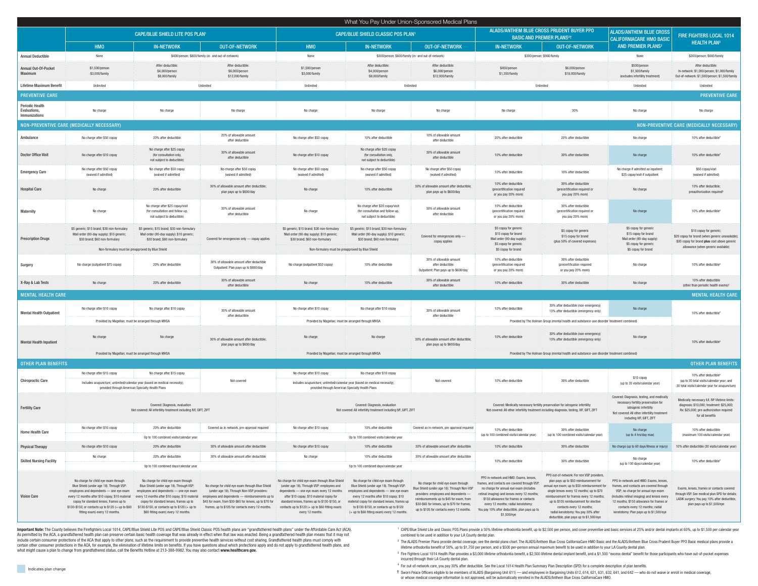# What You Pay Under Union-Sponsored Medical Plans

| | CAPE/BLUE SHIELD LITE POS PLAN[1] | | | CAPE/BLUE SHIELD CLASSIC POS PLAN[1] | | | ALADS/ANTHEM BLUE CROSS PRUDENT BUYER PPO BASIC AND PREMIER PLANS[2]† | | ALADS/ANTHEM BLUE CROSS CALIFORNIACARE HMO BASIC AND PREMIER PLANS[2] | FIRE FIGHTERS LOCAL 1014 HEALTH PLAN[3] |
|---|---|---|---|---|---|---|---|---|---|---|
| | HMO | IN-NETWORK | OUT-OF-NETWORK | HMO | IN-NETWORK | OUT-OF-NETWORK | IN-NETWORK | OUT-OF-NETWORK | | |
| Annual Deductible | None | $400/person; $800/family (in- and out-of-network) | | None | $300/person; $600/family (in- and out-of-network) | | $300/person; $900/family | | None | $200/person; $600/family |
| Annual Out-Of-Pocket Maximum | $1,500/person $3,000/family | After deductible: $4,000/person $8,000/family | After deductible: $6,000/person $12,000/family | $1,500/person $3,000/family | After deductible: $4,000/person $8,000/family | After deductible: $6,000/person $12,000/family | $450/person $1,350/family | $6,000/person $18,000/family | $500/person $1,500/family (excludes infertility treatment) | After deductible: In-network: $1,000/person; $1,000/family Out-of-network: $1,500/person; $1,500/family |
| Lifetime Maximum Benefit | Unlimited | Unlimited | | Unlimited | Unlimited | | Unlimited | | Unlimited | Unlimited |
| **PREVENTIVE CARE** | | | | | | | | | | |
| Periodic Health Evaluations, Immunizations | No charge | No charge | No charge | No charge | No charge | No charge | No charge | 30% | No charge | No charge |
| **NON-PREVENTIVE CARE (MEDICALLY NECESSARY)** | | | | | | | | | | |
| Ambulance | No charge after $50 copay | 20% after deductible | 20% of allowable amount after deductible | No charge after $50 copay | 10% after deductible | 10% of allowable amount after deductible | 20% after deductible | 20% after deductible | No charge | 10% after deductible[4] |
| Doctor Office Visit | No charge after $10 copay | No charge after $25 copay (for consultation only, not subject to deductible) | 30% of allowable amount after deductible | No charge after $10 copay | No charge after $20 copay (for consultation only, not subject to deductible) | 30% of allowable amount after deductible | 10% after deductible | 30% after deductible | No charge | 10% after deductible[4] |
| Emergency Care | No charge after $50 copay (waived if admitted) | No charge after $50 copay (waived if admitted) | No charge after $50 copay (waived if admitted) | No charge after $50 copay (waived if admitted) | No charge after $50 copay (waived if admitted) | No charge after $50 copay (waived if admitted) | 10% after deductible | 10% after deductible | No charge if admitted as inpatient; $25 copay/visit if outpatient | $50 copay/visit (waived if admitted) |
| Hospital Care | No charge | 20% after deductible | 30% of allowable amount after deductible; plan pays up to $600/day | No charge | 10% after deductible | 30% of allowable amount after deductible; plan pays up to $600/day | 10% after deductible (precertification required or you pay 20% more) | 30% after deductible (precertification required or you pay 20% more) | No charge | 10% after deductible; preauthorization required[4] |
| Maternity | No charge | No charge after $25 copay/visit (for consultation and follow-up, not subject to deductible) | 30% of allowable amount after deductible | No charge | No charge after $20 copay/visit (for consultation and follow-up, not subject to deductible) | 30% of allowable amount after deductible | 10% after deductible (precertification required or you pay 20% more) | 30% after deductible (precertification required or you pay 20% more) | No charge | 10% after deductible[4] |
| Prescription Drugs | $5 generic; $15 brand; $30 non-formulary Mail order (90-day supply): $10 generic; $30 brand; $60 non-formulary. Non-formulary must be preapproved by Blue Shield | $5 generic; $15 brand; $30 non-formulary Mail order (90-day supply): $10 generic; $30 brand; $60 non-formulary. Non-formulary must be preapproved by Blue Shield | Covered for emergencies only — copay applies | $5 generic; $15 brand; $30 non-formulary Mail order (90-day supply): $10 generic; $30 brand; $60 non-formulary. Non-formulary must be preapproved by Blue Shield | $5 generic; $15 brand; $30 non-formulary Mail order (90-day supply): $10 generic; $30 brand; $60 non-formulary. Non-formulary must be preapproved by Blue Shield | Covered for emergencies only — copay applies | $5 copay for generic $15 copay for brand Mail order (90-day supply): $5 copay for generic $5 copay for brand | $5 copay for generic $15 copay for brand (plus 50% of covered expenses) | $5 copay for generic $15 copay for brand Mail order (90-day supply): $5 copay for generic $5 copay for brand | $10 copay for generic; $20 copay for brand (when generic unavailable); $30 copay for brand **plus** cost above generic allowance (when generic available) |
| Surgery | No charge (outpatient $75 copay) | 20% after deductible | 30% of allowable amount after deductible Outpatient: Plan pays up to $600/day | No charge (outpatient $50 copay) | 10% after deductible | 30% of allowable amount after deductible Outpatient: Plan pays up to $600/day | 10% after deductible (precertification required or you pay 20% more) | 30% after deductible (precertification required or you pay 20% more) | No charge | 10% after deductible[4] |
| X-Ray & Lab Tests | No charge | 20% after deductible | 30% of allowable amount after deductible | No charge | 10% after deductible | 30% of allowable amount after deductible | 10% after deductible | 30% after deductible | No charge | 10% after deductible (other than periodic health exams)[4] |
| **MENTAL HEALTH CARE** | | | | | | | | | | |
| Mental Health Outpatient | No charge after $10 copay. Provided by Magellan; must be arranged through MHSA | No charge after $10 copay. Provided by Magellan; must be arranged through MHSA | 30% of allowable amount after deductible | No charge after $10 copay. Provided by Magellan; must be arranged through MHSA | No charge after $10 copay. Provided by Magellan; must be arranged through MHSA | 30% of allowable amount after deductible | 10% after deductible. Provided by The Holman Group (mental health and substance-use disorder treatment combined) | 30% after deductible (non-emergency) 10% after deductible (emergency only). Provided by The Holman Group (mental health and substance-use disorder treatment combined) | No charge. Provided by The Holman Group (mental health and substance-use disorder treatment combined) | 10% after deductible[4] |
| Mental Health Inpatient | No charge. Provided by Magellan; must be arranged through MHSA | No charge. Provided by Magellan; must be arranged through MHSA | 30% of allowable amount after deductible; plan pays up to $600/day | No charge. Provided by Magellan; must be arranged through MHSA | No charge. Provided by Magellan; must be arranged through MHSA | 30% of allowable amount after deductible; plan pays up to $600/day | 10% after deductible. Provided by The Holman Group (mental health and substance-use disorder treatment combined) | 30% after deductible (non-emergency) 10% after deductible (emergency only). Provided by The Holman Group (mental health and substance-use disorder treatment combined) | No charge. Provided by The Holman Group (mental health and substance-use disorder treatment combined) | 10% after deductible[4] |
| **OTHER PLAN BENEFITS** | | | | | | | | | | |
| Chiropractic Care | No charge after $15 copay. Includes acupuncture; unlimited/calendar year (based on medical necessity); provided through American Specialty Health Plans | No charge after $15 copay. Includes acupuncture; unlimited/calendar year (based on medical necessity); provided through American Specialty Health Plans | Not covered | No charge after $10 copay. Includes acupuncture; unlimited/calendar year (based on medical necessity); provided through American Specialty Health Plans | No charge after $10 copay. Includes acupuncture; unlimited/calendar year (based on medical necessity); provided through American Specialty Health Plans | Not covered | 10% after deductible | 30% after deductible | $10 copay (up to 35 visits/calendar year) | 10% after deductible[4] (up to 30 total visits/calendar year; and 30 total visits/calendar year for acupuncture) |
| Fertility Care | Covered: Diagnosis, evaluation Not covered: All infertility treatment including IVF, GIFT, ZIFT | | | Covered: Diagnosis, evaluation Not covered: All infertility treatment including IVF, GIFT, ZIFT | | | Covered: Medically necessary fertility preservation for iatrogenic infertility Not covered: All other infertility treatment including diagnosis, testing, IVF, GIFT, ZIFT | | Covered: Diagnosis, testing, and medically necessary fertility preservation for iatrogenic infertility Not covered: All other infertility treatment including IVF, GIFT, ZIFT | Medically necessary IUI, IVF lifetime limits: diagnosis: $10,000; Treatment: $25,000; Rx: $25,000; pre-authorization required for all benefits |
| Home Health Care | No charge after $10 copay. Up to 100 combined visits/calendar year | 20% after deductible. Up to 100 combined visits/calendar year | Covered as in-network, pre-approval required. Up to 100 combined visits/calendar year | No charge after $10 copay. Up to 100 combined visits/calendar year | 10% after deductible. Up to 100 combined visits/calendar year | Covered as in-network, pre-approval required. Up to 100 combined visits/calendar year | 10% after deductible (up to 100 combined visits/calendar year) | 30% after deductible (up to 100 combined visits/calendar year) | No charge (up to 4 hrs/day max) | 10% after deductible (maximum 100 visits/calendar year) |
| Physical Therapy | No charge after $10 copay | 20% after deductible | 30% of allowable amount after deductible | No charge after $10 copay | 10% after deductible | 30% of allowable amount after deductible | 10% after deductible | 30% after deductible | No charge (up to 60 days/illness or injury) | 10% after deductible (30 visits/calendar year) |
| Skilled Nursing Facility | No charge. Up to 100 combined days/calendar year | 20% after deductible. Up to 100 combined days/calendar year | 30% of allowable amount after deductible. Up to 100 combined days/calendar year | No charge. Up to 100 combined days/calendar year | 10% after deductible. Up to 100 combined days/calendar year | 30% of allowable amount after deductible. Up to 100 combined days/calendar year | 10% after deductible | 30% after deductible | No charge (up to 100 days/calendar year) | 10% after deductible[4] |
| Vision Care | No charge for child eye exam through Blue Shield (under age 18). Through VSP: employees and dependents — one eye exam every 12 months after $10 copay; $10 material copay for standard lenses, frames up to $130-$150, or contacts up to $120 (+ up to $60 fitting exam) every 12 months. | No charge for child eye exam through Blue Shield (under age 18). Through VSP: employees and dependents — one eye exam every 12 months after $10 copay; $10 material copay for standard lenses, frames up to $130-$150, or contacts up to $120 (+ up to $60 fitting exam) every 12 months. | No charge for child eye exam through Blue Shield (under age 18). Through Non-VSP providers: employees and dependents — reimbursements up to $45 for exam, from $30-$65 for lenses, up to $70 for frames, up to $105 for contacts every 12 months. | No charge for child eye exam through Blue Shield (under age 18). Through VSP: employees and dependents — one eye exam every 12 months after $10 copay; $10 material copay for standard lenses, frames up to $130-$150, or contacts up to $120 (+ up to $60 fitting exam) every 12 months. | No charge for child eye exam through Blue Shield (under age 18). Through VSP: employees and dependents — one eye exam every 12 months after $10 copay; $10 material copay for standard lenses, frames up to $130-$150, or contacts up to $120 (+ up to $60 fitting exam) every 12 months. | No charge for child eye exam through Blue Shield (under age 18). Through Non-VSP providers: employees and dependents — reimbursements up to $45 for exam, from $30-$65 for lenses, up to $70 for frames, up to $105 for contacts every 12 months. | PPO in-network and HMO: Exams, lenses, frames, and contacts are covered through VSP; no charge for annual eye exam (includes retinal imaging) and lenses every 12 months; $150 allowance for frames or contacts every 12 months; radial keratotomy: You pay 10% after deductible, plan pays up to $1,500/eye | PPO out-of-network: For non VSP providers, plan pays up to $50 reimbursement for annual eye exam; up to $50 reimbursement for single lenses every 12 months; up to $70 reimbursement for frames every 12 months; up to $105 reimbursement for elective contacts every 12 months; radial keratotomy: You pay 30% after deductible, plan pays up to $1,500/eye | PPO in-network and HMO: Exams, lenses, frames, and contacts are covered through VSP; no charge for annual eye exam (includes retinal imaging) and lenses every 12 months; $150 allowance for frames or contacts every 12 months; radial keratotomy: Plan pays up to $1,500/eye | Exams, lenses, frames or contacts covered through VSP. See medical plan SPD for details; LASIK surgery: You pay 10% after deductible, plan pays up to $1,500/eye |

**Important Note:** The County believes the Firefighters Local 1014, CAPE/Blue Shield Lite POS and CAPE/Blue Shield Classic POS health plans are "grandfathered health plans" under the Affordable Care Act (ACA). As permitted by the ACA, a grandfathered health plan can preserve certain basic health coverage that was already in effect when that law was enacted. Being a grandfathered health plan means that it may not include certain consumer protections of the ACA that apply to other plans, such as the requirement to provide preventive health services without cost sharing. Grandfathered health plans must comply with certain other consumer protections in the ACA, for example, the elimination of lifetime limits on benefits. If you have questions about which protections apply and do not apply to grandfathered health plans, and what might cause a plan to change from grandfathered status, call the Benefits Hotline at 213-388-9982. You may also contact **www.healthcare.gov.**

Indicates plan change

[1] CAPE/Blue Shield Lite and Classic POS Plans provide a 50% lifetime orthodontia benefit, up to $2,500 per person, and cover preventive and basic services at 25% and/or dental implants at 60%, up to $1,500 per calendar year combined to be used in addition to your LA County dental plan.

[2] The ALADS Premier Plans provide dental coverage; see the dental plans chart. The ALADS/Anthem Blue Cross CaliforniaCare HMO Basic and the ALADS/Anthem Blue Cross Prudent Buyer PPO Basic medical plans provide a lifetime orthodontia benefit of 50%, up to $1,750 per person, and a $500 per-person annual maximum benefit to be used in addition to your LA County dental plan.

[3] Fire Fighters Local 1014 Health Plan provides a $3,000 lifetime orthodontia benefit, a $2,500 lifetime dental implant benefit, and a $1,500 "excess dental" benefit for those participants who have out-of-pocket expenses incurred through their LA County dental plan.

[4] For out-of-network care, you pay 30% after deductible. See the Local 1014 Health Plan Summary Plan Description (SPD) for a complete description of plan benefits.

† Sworn Peace Officers eligible to be members of ALADS (Bargaining Unit 611) — and employees in Bargaining Units 612, 614, 621, 631, 632, 641, and 642 — who do not waive or enroll in medical coverage, or whose medical coverage information is not approved, will be automatically enrolled in the ALADS/Anthem Blue Cross CaliforniaCare HMO.